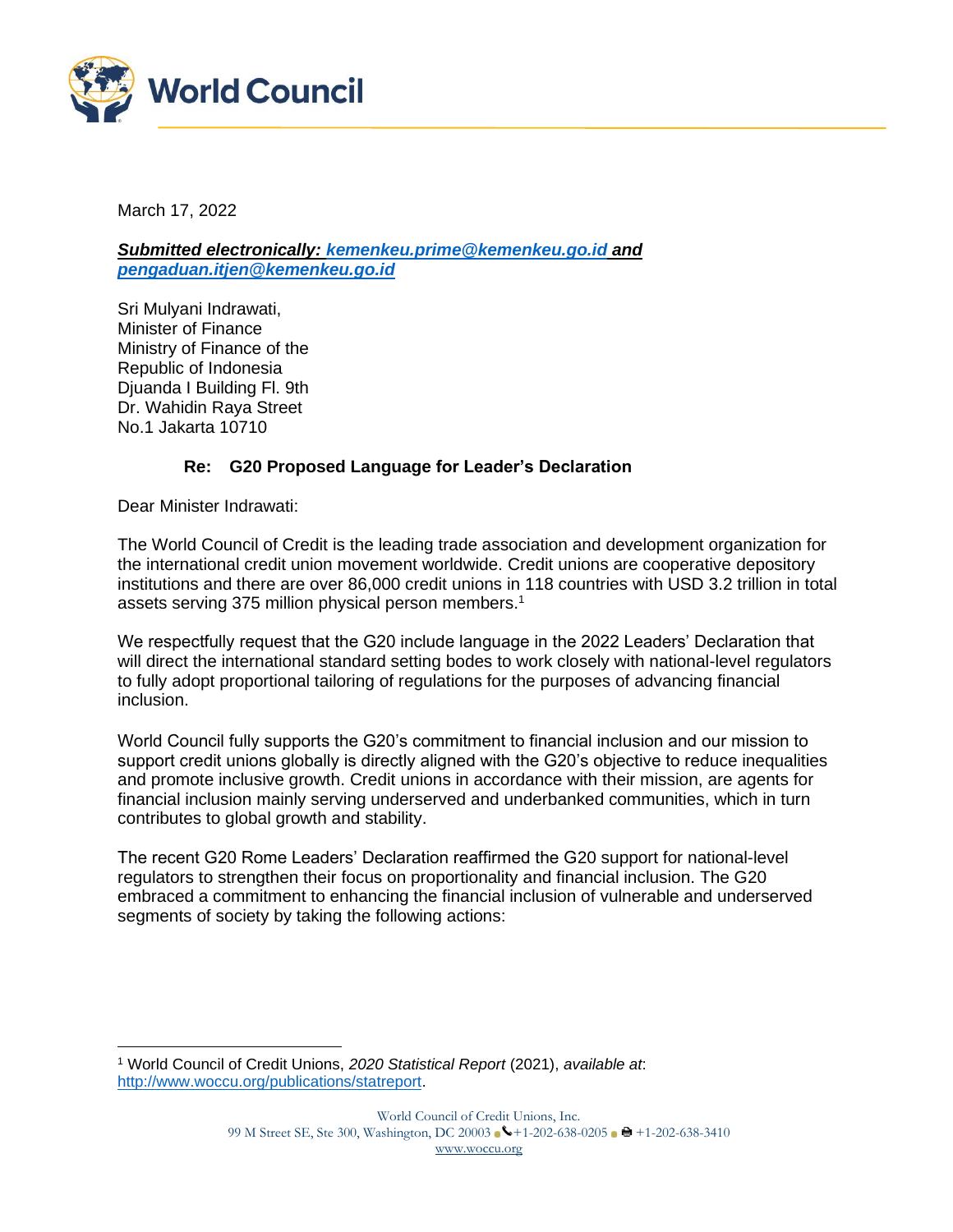# World Council

March 17, 2022

***Submitted electronically: kemenkeu.prime@kemenkeu.go.id and pengaduan.itjen@kemenkeu.go.id***

Sri Mulyani Indrawati,
Minister of Finance
Ministry of Finance of the
Republic of Indonesia
Djuanda I Building Fl. 9th
Dr. Wahidin Raya Street
No.1 Jakarta 10710

**Re: G20 Proposed Language for Leader's Declaration**

Dear Minister Indrawati:

The World Council of Credit is the leading trade association and development organization for the international credit union movement worldwide. Credit unions are cooperative depository institutions and there are over 86,000 credit unions in 118 countries with USD 3.2 trillion in total assets serving 375 million physical person members.[1]

We respectfully request that the G20 include language in the 2022 Leaders' Declaration that will direct the international standard setting bodes to work closely with national-level regulators to fully adopt proportional tailoring of regulations for the purposes of advancing financial inclusion.

World Council fully supports the G20's commitment to financial inclusion and our mission to support credit unions globally is directly aligned with the G20's objective to reduce inequalities and promote inclusive growth. Credit unions in accordance with their mission, are agents for financial inclusion mainly serving underserved and underbanked communities, which in turn contributes to global growth and stability.

The recent G20 Rome Leaders' Declaration reaffirmed the G20 support for national-level regulators to strengthen their focus on proportionality and financial inclusion. The G20 embraced a commitment to enhancing the financial inclusion of vulnerable and underserved segments of society by taking the following actions:

---

[1] World Council of Credit Unions, *2020 Statistical Report* (2021), *available at*: http://www.woccu.org/publications/statreport.

World Council of Credit Unions, Inc.
99 M Street SE, Ste 300, Washington, DC 20003 • +1-202-638-0205 • +1-202-638-3410
www.woccu.org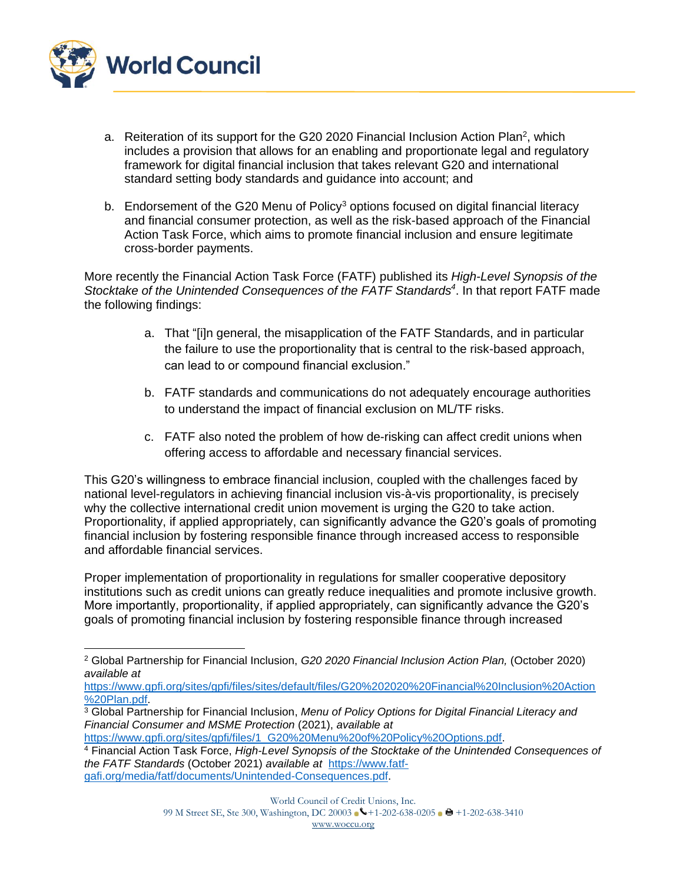a. Reiteration of its support for the G20 2020 Financial Inclusion Action Plan[2], which includes a provision that allows for an enabling and proportionate legal and regulatory framework for digital financial inclusion that takes relevant G20 and international standard setting body standards and guidance into account; and

b. Endorsement of the G20 Menu of Policy[3] options focused on digital financial literacy and financial consumer protection, as well as the risk-based approach of the Financial Action Task Force, which aims to promote financial inclusion and ensure legitimate cross-border payments.

More recently the Financial Action Task Force (FATF) published its *High-Level Synopsis of the Stocktake of the Unintended Consequences of the FATF Standards*[4]. In that report FATF made the following findings:

a. That "[i]n general, the misapplication of the FATF Standards, and in particular the failure to use the proportionality that is central to the risk-based approach, can lead to or compound financial exclusion."

b. FATF standards and communications do not adequately encourage authorities to understand the impact of financial exclusion on ML/TF risks.

c. FATF also noted the problem of how de-risking can affect credit unions when offering access to affordable and necessary financial services.

This G20's willingness to embrace financial inclusion, coupled with the challenges faced by national level-regulators in achieving financial inclusion vis-à-vis proportionality, is precisely why the collective international credit union movement is urging the G20 to take action. Proportionality, if applied appropriately, can significantly advance the G20's goals of promoting financial inclusion by fostering responsible finance through increased access to responsible and affordable financial services.

Proper implementation of proportionality in regulations for smaller cooperative depository institutions such as credit unions can greatly reduce inequalities and promote inclusive growth. More importantly, proportionality, if applied appropriately, can significantly advance the G20's goals of promoting financial inclusion by fostering responsible finance through increased

---

[2] Global Partnership for Financial Inclusion, *G20 2020 Financial Inclusion Action Plan,* (October 2020) *available at* https://www.gpfi.org/sites/gpfi/files/sites/default/files/G20%202020%20Financial%20Inclusion%20Action%20Plan.pdf.

[3] Global Partnership for Financial Inclusion, *Menu of Policy Options for Digital Financial Literacy and Financial Consumer and MSME Protection* (2021), *available at* https://www.gpfi.org/sites/gpfi/files/1_G20%20Menu%20of%20Policy%20Options.pdf.

[4] Financial Action Task Force, *High-Level Synopsis of the Stocktake of the Unintended Consequences of the FATF Standards* (October 2021) *available at* https://www.fatf-gafi.org/media/fatf/documents/Unintended-Consequences.pdf.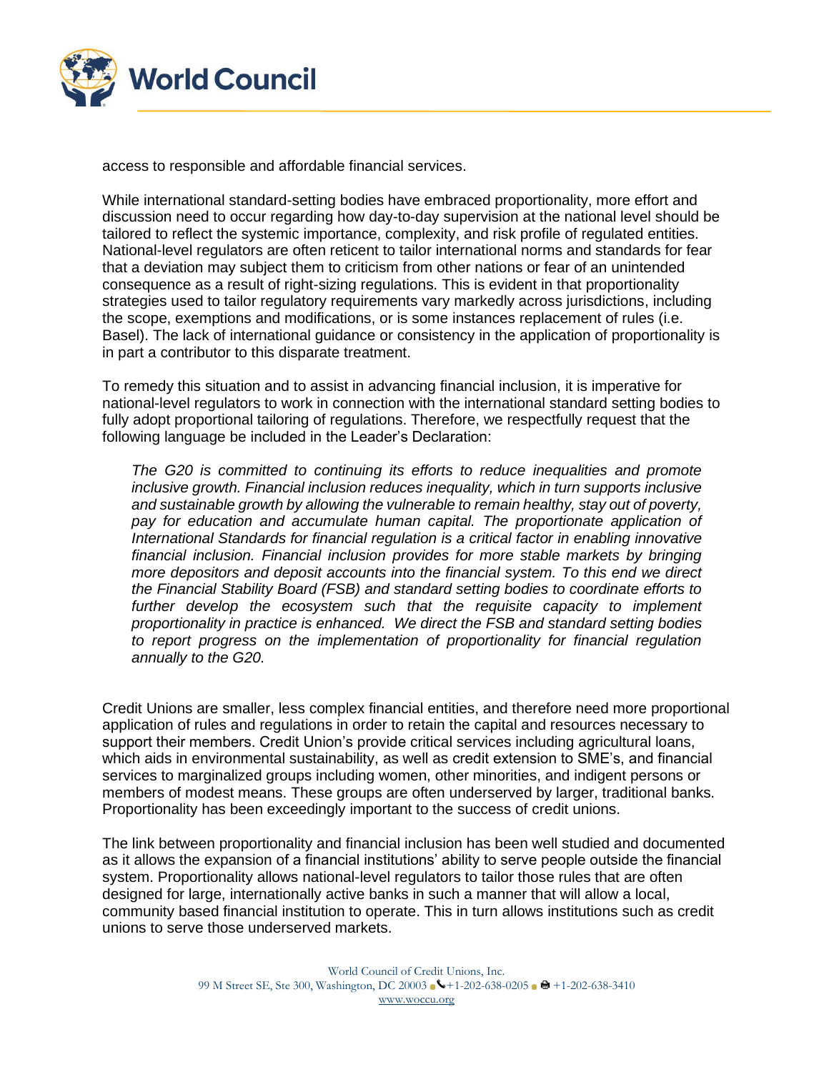access to responsible and affordable financial services.

While international standard-setting bodies have embraced proportionality, more effort and discussion need to occur regarding how day-to-day supervision at the national level should be tailored to reflect the systemic importance, complexity, and risk profile of regulated entities. National-level regulators are often reticent to tailor international norms and standards for fear that a deviation may subject them to criticism from other nations or fear of an unintended consequence as a result of right-sizing regulations. This is evident in that proportionality strategies used to tailor regulatory requirements vary markedly across jurisdictions, including the scope, exemptions and modifications, or is some instances replacement of rules (i.e. Basel). The lack of international guidance or consistency in the application of proportionality is in part a contributor to this disparate treatment.

To remedy this situation and to assist in advancing financial inclusion, it is imperative for national-level regulators to work in connection with the international standard setting bodies to fully adopt proportional tailoring of regulations. Therefore, we respectfully request that the following language be included in the Leader's Declaration:

> *The G20 is committed to continuing its efforts to reduce inequalities and promote inclusive growth. Financial inclusion reduces inequality, which in turn supports inclusive and sustainable growth by allowing the vulnerable to remain healthy, stay out of poverty, pay for education and accumulate human capital. The proportionate application of International Standards for financial regulation is a critical factor in enabling innovative financial inclusion. Financial inclusion provides for more stable markets by bringing more depositors and deposit accounts into the financial system. To this end we direct the Financial Stability Board (FSB) and standard setting bodies to coordinate efforts to further develop the ecosystem such that the requisite capacity to implement proportionality in practice is enhanced. We direct the FSB and standard setting bodies to report progress on the implementation of proportionality for financial regulation annually to the G20.*

Credit Unions are smaller, less complex financial entities, and therefore need more proportional application of rules and regulations in order to retain the capital and resources necessary to support their members. Credit Union's provide critical services including agricultural loans, which aids in environmental sustainability, as well as credit extension to SME's, and financial services to marginalized groups including women, other minorities, and indigent persons or members of modest means. These groups are often underserved by larger, traditional banks. Proportionality has been exceedingly important to the success of credit unions.

The link between proportionality and financial inclusion has been well studied and documented as it allows the expansion of a financial institutions' ability to serve people outside the financial system. Proportionality allows national-level regulators to tailor those rules that are often designed for large, internationally active banks in such a manner that will allow a local, community based financial institution to operate. This in turn allows institutions such as credit unions to serve those underserved markets.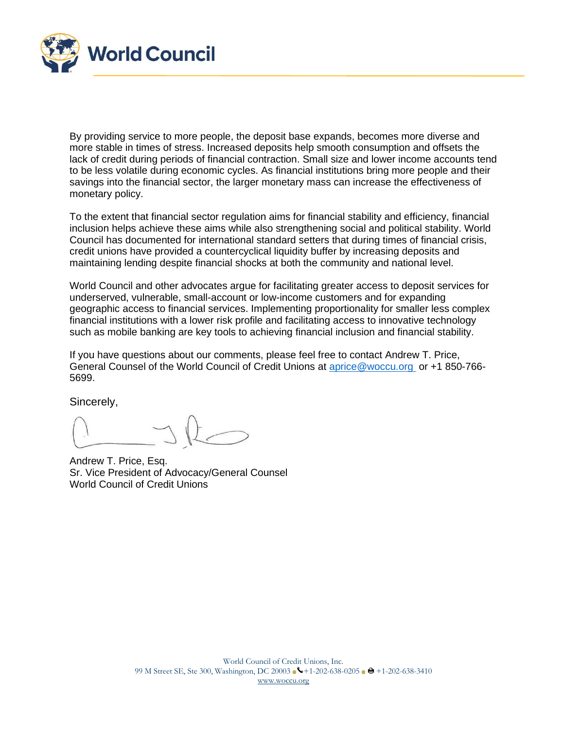By providing service to more people, the deposit base expands, becomes more diverse and more stable in times of stress. Increased deposits help smooth consumption and offsets the lack of credit during periods of financial contraction. Small size and lower income accounts tend to be less volatile during economic cycles. As financial institutions bring more people and their savings into the financial sector, the larger monetary mass can increase the effectiveness of monetary policy.

To the extent that financial sector regulation aims for financial stability and efficiency, financial inclusion helps achieve these aims while also strengthening social and political stability. World Council has documented for international standard setters that during times of financial crisis, credit unions have provided a countercyclical liquidity buffer by increasing deposits and maintaining lending despite financial shocks at both the community and national level.

World Council and other advocates argue for facilitating greater access to deposit services for underserved, vulnerable, small-account or low-income customers and for expanding geographic access to financial services. Implementing proportionality for smaller less complex financial institutions with a lower risk profile and facilitating access to innovative technology such as mobile banking are key tools to achieving financial inclusion and financial stability.

If you have questions about our comments, please feel free to contact Andrew T. Price, General Counsel of the World Council of Credit Unions at aprice@woccu.org or +1 850-766-5699.

Sincerely,

Andrew T. Price, Esq.
Sr. Vice President of Advocacy/General Counsel
World Council of Credit Unions

World Council of Credit Unions, Inc.
99 M Street SE, Ste 300, Washington, DC 20003 ▪ +1-202-638-0205 ▪ +1-202-638-3410
www.woccu.org